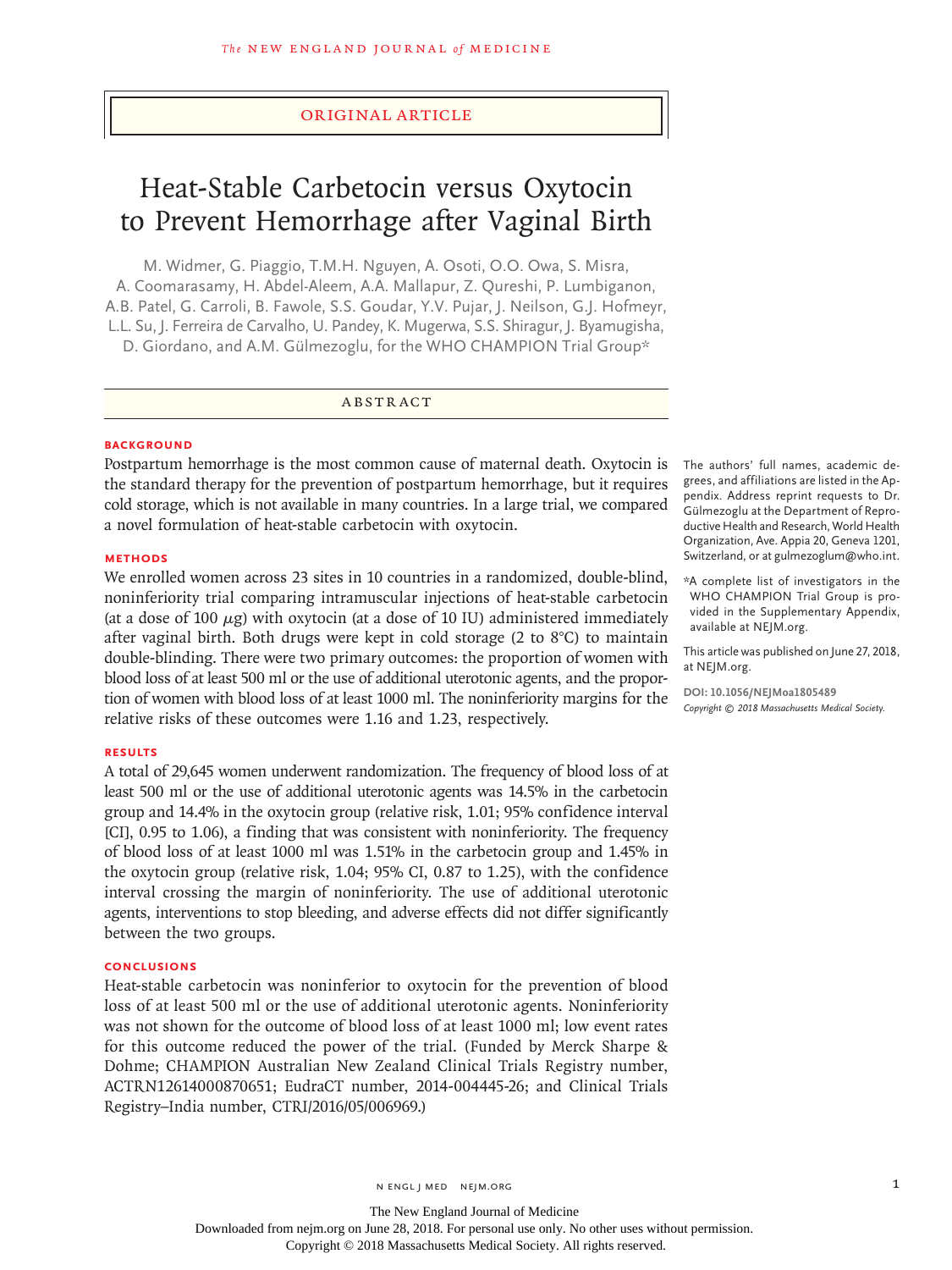ORIGINAL ARTICLE

# Heat-Stable Carbetocin versus Oxytocin to Prevent Hemorrhage after Vaginal Birth

M. Widmer, G. Piaggio, T.M.H. Nguyen, A. Osoti, O.O. Owa, S. Misra, A. Coomarasamy, H. Abdel-Aleem, A.A. Mallapur, Z. Qureshi, P. Lumbiganon, A.B. Patel, G. Carroli, B. Fawole, S.S. Goudar, Y.V. Pujar, J. Neilson, G.J. Hofmeyr, L.L. Su, J. Ferreira de Carvalho, U. Pandey, K. Mugerwa, S.S. Shiragur, J. Byamugisha, D. Giordano, and A.M. Gülmezoglu, for the WHO CHAMPION Trial Group*

## ABSTRACT

### BACKGROUND

Postpartum hemorrhage is the most common cause of maternal death. Oxytocin is the standard therapy for the prevention of postpartum hemorrhage, but it requires cold storage, which is not available in many countries. In a large trial, we compared a novel formulation of heat-stable carbetocin with oxytocin.

### METHODS

We enrolled women across 23 sites in 10 countries in a randomized, double-blind, noninferiority trial comparing intramuscular injections of heat-stable carbetocin (at a dose of 100 μg) with oxytocin (at a dose of 10 IU) administered immediately after vaginal birth. Both drugs were kept in cold storage (2 to 8°C) to maintain double-blinding. There were two primary outcomes: the proportion of women with blood loss of at least 500 ml or the use of additional uterotonic agents, and the proportion of women with blood loss of at least 1000 ml. The noninferiority margins for the relative risks of these outcomes were 1.16 and 1.23, respectively.

### RESULTS

A total of 29,645 women underwent randomization. The frequency of blood loss of at least 500 ml or the use of additional uterotonic agents was 14.5% in the carbetocin group and 14.4% in the oxytocin group (relative risk, 1.01; 95% confidence interval [CI], 0.95 to 1.06), a finding that was consistent with noninferiority. The frequency of blood loss of at least 1000 ml was 1.51% in the carbetocin group and 1.45% in the oxytocin group (relative risk, 1.04; 95% CI, 0.87 to 1.25), with the confidence interval crossing the margin of noninferiority. The use of additional uterotonic agents, interventions to stop bleeding, and adverse effects did not differ significantly between the two groups.

### CONCLUSIONS

Heat-stable carbetocin was noninferior to oxytocin for the prevention of blood loss of at least 500 ml or the use of additional uterotonic agents. Noninferiority was not shown for the outcome of blood loss of at least 1000 ml; low event rates for this outcome reduced the power of the trial. (Funded by Merck Sharpe & Dohme; CHAMPION Australian New Zealand Clinical Trials Registry number, ACTRN12614000870651; EudraCT number, 2014-004445-26; and Clinical Trials Registry–India number, CTRI/2016/05/006969.)

The authors' full names, academic degrees, and affiliations are listed in the Appendix. Address reprint requests to Dr. Gülmezoglu at the Department of Reproductive Health and Research, World Health Organization, Ave. Appia 20, Geneva 1201, Switzerland, or at gulmezoglum@who.int.

*A complete list of investigators in the WHO CHAMPION Trial Group is provided in the Supplementary Appendix, available at NEJM.org.

This article was published on June 27, 2018, at NEJM.org.

DOI: 10.1056/NEJMoa1805489

*Copyright © 2018 Massachusetts Medical Society.*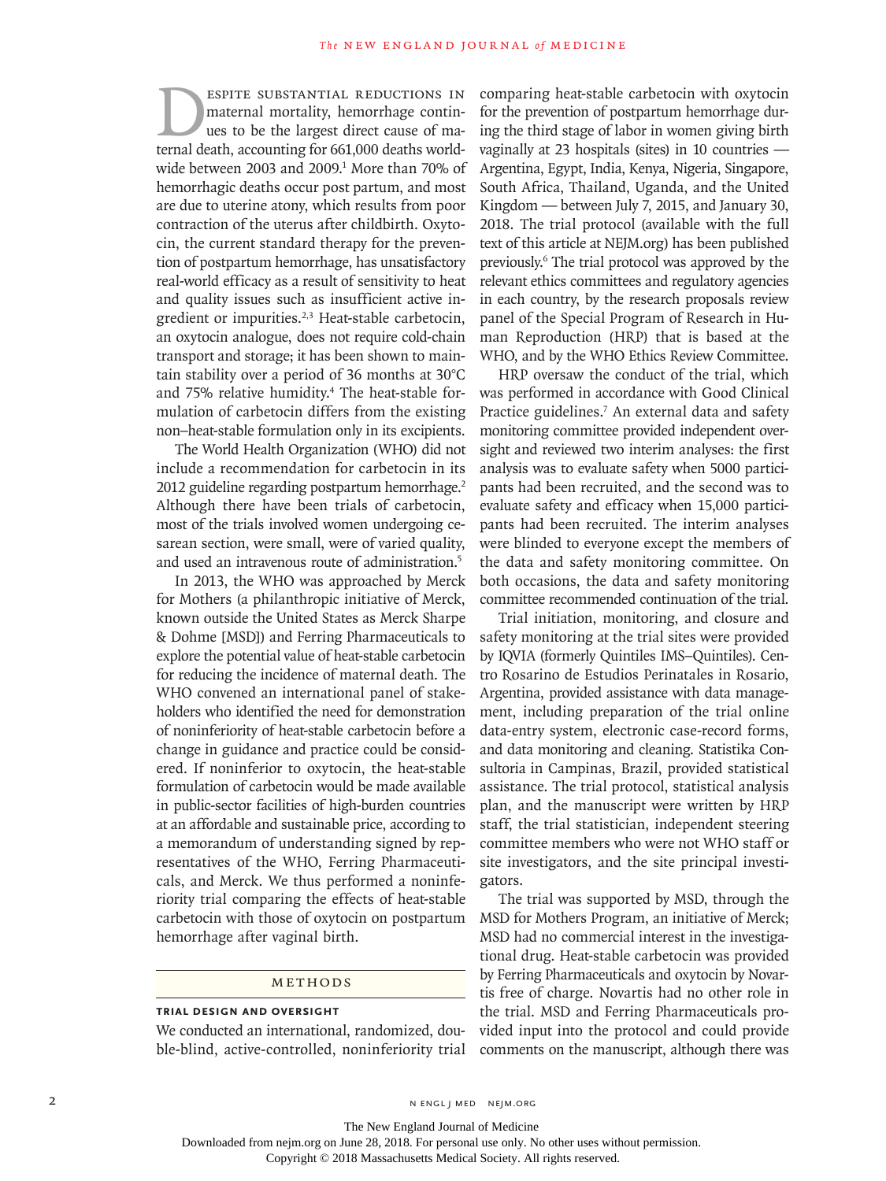Despite substantial reductions in maternal mortality, hemorrhage continues to be the largest direct cause of maternal death, accounting for 661,000 deaths worldwide between 2003 and 2009.[1] More than 70% of hemorrhagic deaths occur post partum, and most are due to uterine atony, which results from poor contraction of the uterus after childbirth. Oxytocin, the current standard therapy for the prevention of postpartum hemorrhage, has unsatisfactory real-world efficacy as a result of sensitivity to heat and quality issues such as insufficient active ingredient or impurities.[2,3] Heat-stable carbetocin, an oxytocin analogue, does not require cold-chain transport and storage; it has been shown to maintain stability over a period of 36 months at 30°C and 75% relative humidity.[4] The heat-stable formulation of carbetocin differs from the existing non–heat-stable formulation only in its excipients.

The World Health Organization (WHO) did not include a recommendation for carbetocin in its 2012 guideline regarding postpartum hemorrhage.[2] Although there have been trials of carbetocin, most of the trials involved women undergoing cesarean section, were small, were of varied quality, and used an intravenous route of administration.[5]

In 2013, the WHO was approached by Merck for Mothers (a philanthropic initiative of Merck, known outside the United States as Merck Sharpe & Dohme [MSD]) and Ferring Pharmaceuticals to explore the potential value of heat-stable carbetocin for reducing the incidence of maternal death. The WHO convened an international panel of stakeholders who identified the need for demonstration of noninferiority of heat-stable carbetocin before a change in guidance and practice could be considered. If noninferior to oxytocin, the heat-stable formulation of carbetocin would be made available in public-sector facilities of high-burden countries at an affordable and sustainable price, according to a memorandum of understanding signed by representatives of the WHO, Ferring Pharmaceuticals, and Merck. We thus performed a noninferiority trial comparing the effects of heat-stable carbetocin with those of oxytocin on postpartum hemorrhage after vaginal birth.

## Methods

### Trial Design and Oversight

We conducted an international, randomized, double-blind, active-controlled, noninferiority trial comparing heat-stable carbetocin with oxytocin for the prevention of postpartum hemorrhage during the third stage of labor in women giving birth vaginally at 23 hospitals (sites) in 10 countries — Argentina, Egypt, India, Kenya, Nigeria, Singapore, South Africa, Thailand, Uganda, and the United Kingdom — between July 7, 2015, and January 30, 2018. The trial protocol (available with the full text of this article at NEJM.org) has been published previously.[6] The trial protocol was approved by the relevant ethics committees and regulatory agencies in each country, by the research proposals review panel of the Special Program of Research in Human Reproduction (HRP) that is based at the WHO, and by the WHO Ethics Review Committee.

HRP oversaw the conduct of the trial, which was performed in accordance with Good Clinical Practice guidelines.[7] An external data and safety monitoring committee provided independent oversight and reviewed two interim analyses: the first analysis was to evaluate safety when 5000 participants had been recruited, and the second was to evaluate safety and efficacy when 15,000 participants had been recruited. The interim analyses were blinded to everyone except the members of the data and safety monitoring committee. On both occasions, the data and safety monitoring committee recommended continuation of the trial.

Trial initiation, monitoring, and closure and safety monitoring at the trial sites were provided by IQVIA (formerly Quintiles IMS–Quintiles). Centro Rosarino de Estudios Perinatales in Rosario, Argentina, provided assistance with data management, including preparation of the trial online data-entry system, electronic case-record forms, and data monitoring and cleaning. Statistika Consultoria in Campinas, Brazil, provided statistical assistance. The trial protocol, statistical analysis plan, and the manuscript were written by HRP staff, the trial statistician, independent steering committee members who were not WHO staff or site investigators, and the site principal investigators.

The trial was supported by MSD, through the MSD for Mothers Program, an initiative of Merck; MSD had no commercial interest in the investigational drug. Heat-stable carbetocin was provided by Ferring Pharmaceuticals and oxytocin by Novartis free of charge. Novartis had no other role in the trial. MSD and Ferring Pharmaceuticals provided input into the protocol and could provide comments on the manuscript, although there was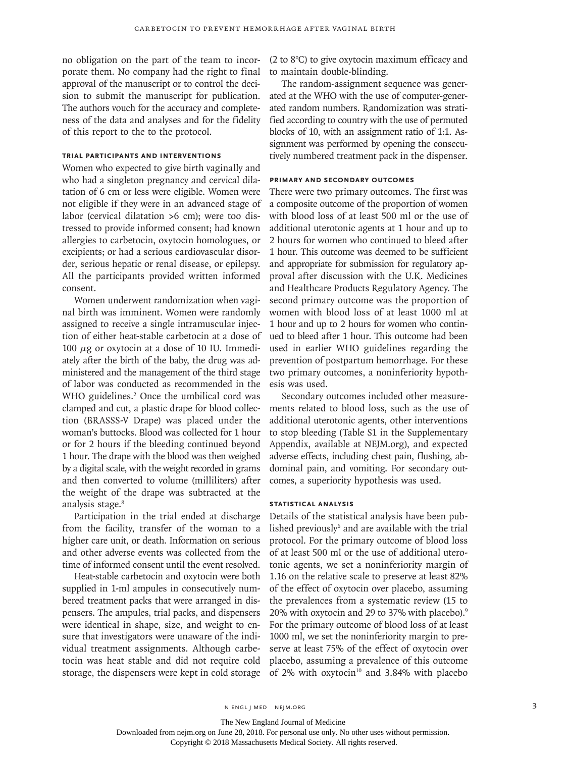no obligation on the part of the team to incorporate them. No company had the right to final approval of the manuscript or to control the decision to submit the manuscript for publication. The authors vouch for the accuracy and completeness of the data and analyses and for the fidelity of this report to the to the protocol.

### Trial Participants and Interventions

Women who expected to give birth vaginally and who had a singleton pregnancy and cervical dilatation of 6 cm or less were eligible. Women were not eligible if they were in an advanced stage of labor (cervical dilatation >6 cm); were too distressed to provide informed consent; had known allergies to carbetocin, oxytocin homologues, or excipients; or had a serious cardiovascular disorder, serious hepatic or renal disease, or epilepsy. All the participants provided written informed consent.

Women underwent randomization when vaginal birth was imminent. Women were randomly assigned to receive a single intramuscular injection of either heat-stable carbetocin at a dose of 100 μg or oxytocin at a dose of 10 IU. Immediately after the birth of the baby, the drug was administered and the management of the third stage of labor was conducted as recommended in the WHO guidelines.[2] Once the umbilical cord was clamped and cut, a plastic drape for blood collection (BRASSS-V Drape) was placed under the woman's buttocks. Blood was collected for 1 hour or for 2 hours if the bleeding continued beyond 1 hour. The drape with the blood was then weighed by a digital scale, with the weight recorded in grams and then converted to volume (milliliters) after the weight of the drape was subtracted at the analysis stage.[8]

Participation in the trial ended at discharge from the facility, transfer of the woman to a higher care unit, or death. Information on serious and other adverse events was collected from the time of informed consent until the event resolved.

Heat-stable carbetocin and oxytocin were both supplied in 1-ml ampules in consecutively numbered treatment packs that were arranged in dispensers. The ampules, trial packs, and dispensers were identical in shape, size, and weight to ensure that investigators were unaware of the individual treatment assignments. Although carbetocin was heat stable and did not require cold storage, the dispensers were kept in cold storage (2 to 8°C) to give oxytocin maximum efficacy and to maintain double-blinding.

The random-assignment sequence was generated at the WHO with the use of computer-generated random numbers. Randomization was stratified according to country with the use of permuted blocks of 10, with an assignment ratio of 1:1. Assignment was performed by opening the consecutively numbered treatment pack in the dispenser.

### Primary and Secondary Outcomes

There were two primary outcomes. The first was a composite outcome of the proportion of women with blood loss of at least 500 ml or the use of additional uterotonic agents at 1 hour and up to 2 hours for women who continued to bleed after 1 hour. This outcome was deemed to be sufficient and appropriate for submission for regulatory approval after discussion with the U.K. Medicines and Healthcare Products Regulatory Agency. The second primary outcome was the proportion of women with blood loss of at least 1000 ml at 1 hour and up to 2 hours for women who continued to bleed after 1 hour. This outcome had been used in earlier WHO guidelines regarding the prevention of postpartum hemorrhage. For these two primary outcomes, a noninferiority hypothesis was used.

Secondary outcomes included other measurements related to blood loss, such as the use of additional uterotonic agents, other interventions to stop bleeding (Table S1 in the Supplementary Appendix, available at NEJM.org), and expected adverse effects, including chest pain, flushing, abdominal pain, and vomiting. For secondary outcomes, a superiority hypothesis was used.

### Statistical Analysis

Details of the statistical analysis have been published previously[6] and are available with the trial protocol. For the primary outcome of blood loss of at least 500 ml or the use of additional uterotonic agents, we set a noninferiority margin of 1.16 on the relative scale to preserve at least 82% of the effect of oxytocin over placebo, assuming the prevalences from a systematic review (15 to 20% with oxytocin and 29 to 37% with placebo).[9] For the primary outcome of blood loss of at least 1000 ml, we set the noninferiority margin to preserve at least 75% of the effect of oxytocin over placebo, assuming a prevalence of this outcome of 2% with oxytocin[10] and 3.84% with placebo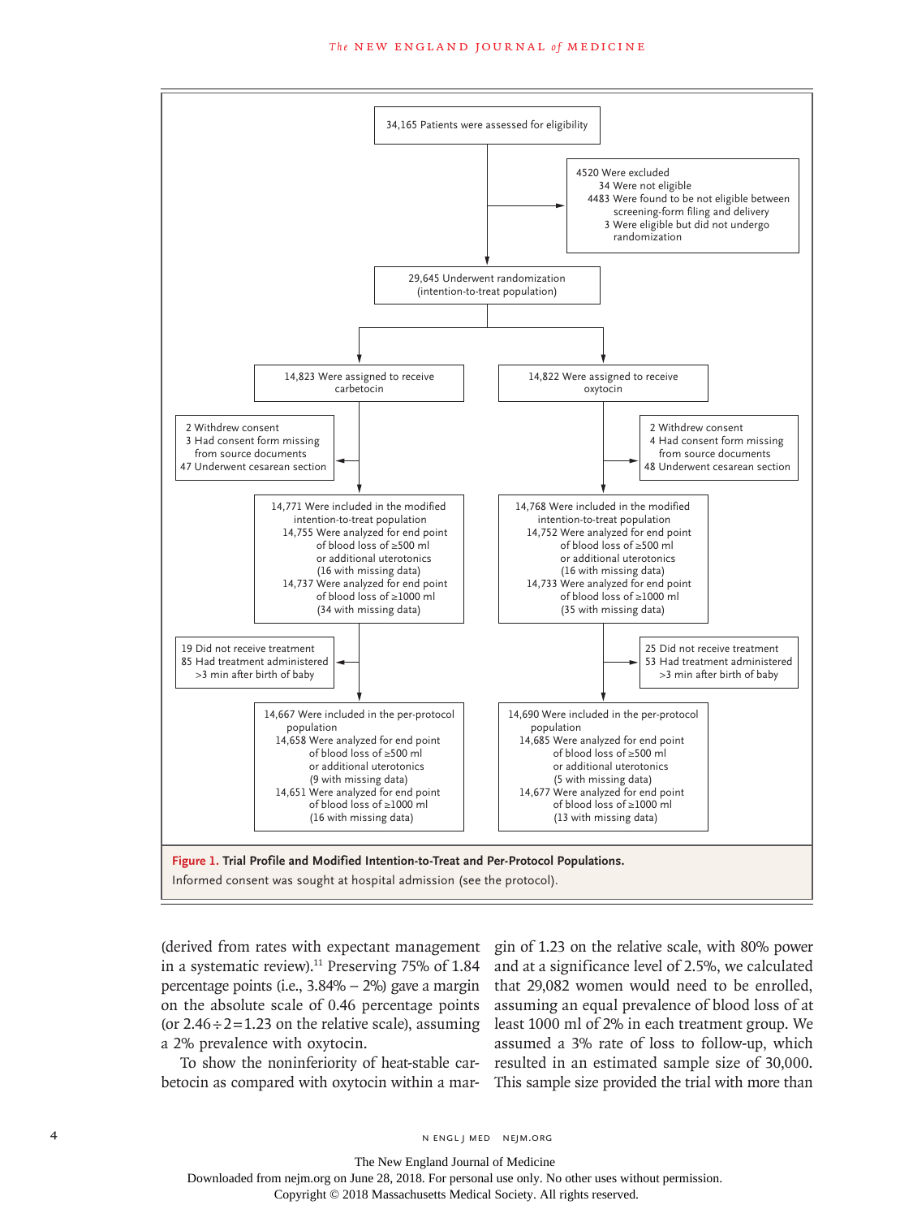34,165 Patients were assessed for eligibility

4520 Were excluded
- 34 Were not eligible
- 4483 Were found to be not eligible between screening-form filing and delivery
- 3 Were eligible but did not undergo randomization

29,645 Underwent randomization (intention-to-treat population)

| Carbetocin | Oxytocin |
|---|---|
| 14,823 Were assigned to receive carbetocin | 14,822 Were assigned to receive oxytocin |
| 2 Withdrew consent<br>3 Had consent form missing from source documents<br>47 Underwent cesarean section | 2 Withdrew consent<br>4 Had consent form missing from source documents<br>48 Underwent cesarean section |
| 14,771 Were included in the modified intention-to-treat population<br>14,755 Were analyzed for end point of blood loss of ≥500 ml or additional uterotonics (16 with missing data)<br>14,737 Were analyzed for end point of blood loss of ≥1000 ml (34 with missing data) | 14,768 Were included in the modified intention-to-treat population<br>14,752 Were analyzed for end point of blood loss of ≥500 ml or additional uterotonics (16 with missing data)<br>14,733 Were analyzed for end point of blood loss of ≥1000 ml (35 with missing data) |
| 19 Did not receive treatment<br>85 Had treatment administered >3 min after birth of baby | 25 Did not receive treatment<br>53 Had treatment administered >3 min after birth of baby |
| 14,667 Were included in the per-protocol population<br>14,658 Were analyzed for end point of blood loss of ≥500 ml or additional uterotonics (9 with missing data)<br>14,651 Were analyzed for end point of blood loss of ≥1000 ml (16 with missing data) | 14,690 Were included in the per-protocol population<br>14,685 Were analyzed for end point of blood loss of ≥500 ml or additional uterotonics (5 with missing data)<br>14,677 Were analyzed for end point of blood loss of ≥1000 ml (13 with missing data) |

**Figure 1. Trial Profile and Modified Intention-to-Treat and Per-Protocol Populations.**
Informed consent was sought at hospital admission (see the protocol).

(derived from rates with expectant management in a systematic review).[11] Preserving 75% of 1.84 percentage points (i.e., 3.84% – 2%) gave a margin on the absolute scale of 0.46 percentage points (or 2.46÷2=1.23 on the relative scale), assuming a 2% prevalence with oxytocin.

To show the noninferiority of heat-stable carbetocin as compared with oxytocin within a margin of 1.23 on the relative scale, with 80% power and at a significance level of 2.5%, we calculated that 29,082 women would need to be enrolled, assuming an equal prevalence of blood loss of at least 1000 ml of 2% in each treatment group. We assumed a 3% rate of loss to follow-up, which resulted in an estimated sample size of 30,000. This sample size provided the trial with more than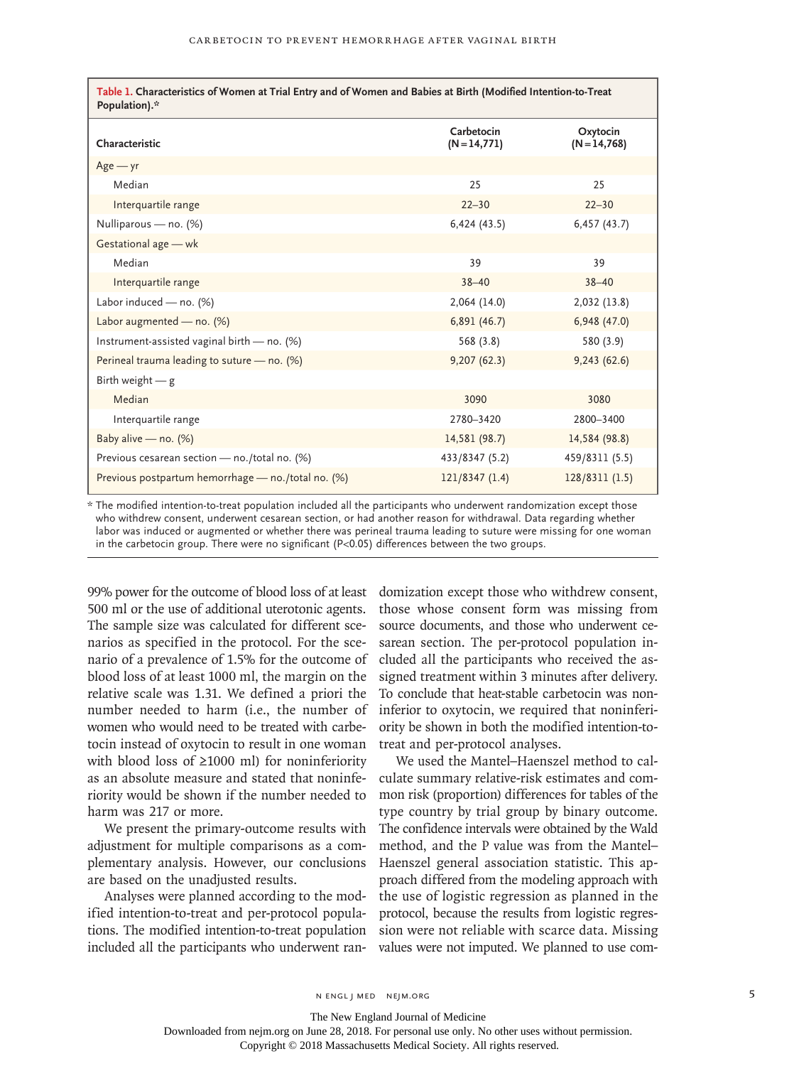**Table 1. Characteristics of Women at Trial Entry and of Women and Babies at Birth (Modified Intention-to-Treat Population).***

| Characteristic | Carbetocin (N=14,771) | Oxytocin (N=14,768) |
|---|---|---|
| Age — yr | | |
| Median | 25 | 25 |
| Interquartile range | 22–30 | 22–30 |
| Nulliparous — no. (%) | 6,424 (43.5) | 6,457 (43.7) |
| Gestational age — wk | | |
| Median | 39 | 39 |
| Interquartile range | 38–40 | 38–40 |
| Labor induced — no. (%) | 2,064 (14.0) | 2,032 (13.8) |
| Labor augmented — no. (%) | 6,891 (46.7) | 6,948 (47.0) |
| Instrument-assisted vaginal birth — no. (%) | 568 (3.8) | 580 (3.9) |
| Perineal trauma leading to suture — no. (%) | 9,207 (62.3) | 9,243 (62.6) |
| Birth weight — g | | |
| Median | 3090 | 3080 |
| Interquartile range | 2780–3420 | 2800–3400 |
| Baby alive — no. (%) | 14,581 (98.7) | 14,584 (98.8) |
| Previous cesarean section — no./total no. (%) | 433/8347 (5.2) | 459/8311 (5.5) |
| Previous postpartum hemorrhage — no./total no. (%) | 121/8347 (1.4) | 128/8311 (1.5) |

\* The modified intention-to-treat population included all the participants who underwent randomization except those who withdrew consent, underwent cesarean section, or had another reason for withdrawal. Data regarding whether labor was induced or augmented or whether there was perineal trauma leading to suture were missing for one woman in the carbetocin group. There were no significant ($P<0.05$) differences between the two groups.

99% power for the outcome of blood loss of at least 500 ml or the use of additional uterotonic agents. The sample size was calculated for different scenarios as specified in the protocol. For the scenario of a prevalence of 1.5% for the outcome of blood loss of at least 1000 ml, the margin on the relative scale was 1.31. We defined a priori the number needed to harm (i.e., the number of women who would need to be treated with carbetocin instead of oxytocin to result in one woman with blood loss of ≥1000 ml) for noninferiority as an absolute measure and stated that noninferiority would be shown if the number needed to harm was 217 or more.

We present the primary-outcome results with adjustment for multiple comparisons as a complementary analysis. However, our conclusions are based on the unadjusted results.

Analyses were planned according to the modified intention-to-treat and per-protocol populations. The modified intention-to-treat population included all the participants who underwent randomization except those who withdrew consent, those whose consent form was missing from source documents, and those who underwent cesarean section. The per-protocol population included all the participants who received the assigned treatment within 3 minutes after delivery. To conclude that heat-stable carbetocin was noninferior to oxytocin, we required that noninferiority be shown in both the modified intention-to-treat and per-protocol analyses.

We used the Mantel–Haenszel method to calculate summary relative-risk estimates and common risk (proportion) differences for tables of the type country by trial group by binary outcome. The confidence intervals were obtained by the Wald method, and the P value was from the Mantel–Haenszel general association statistic. This approach differed from the modeling approach with the use of logistic regression as planned in the protocol, because the results from logistic regression were not reliable with scarce data. Missing values were not imputed. We planned to use com-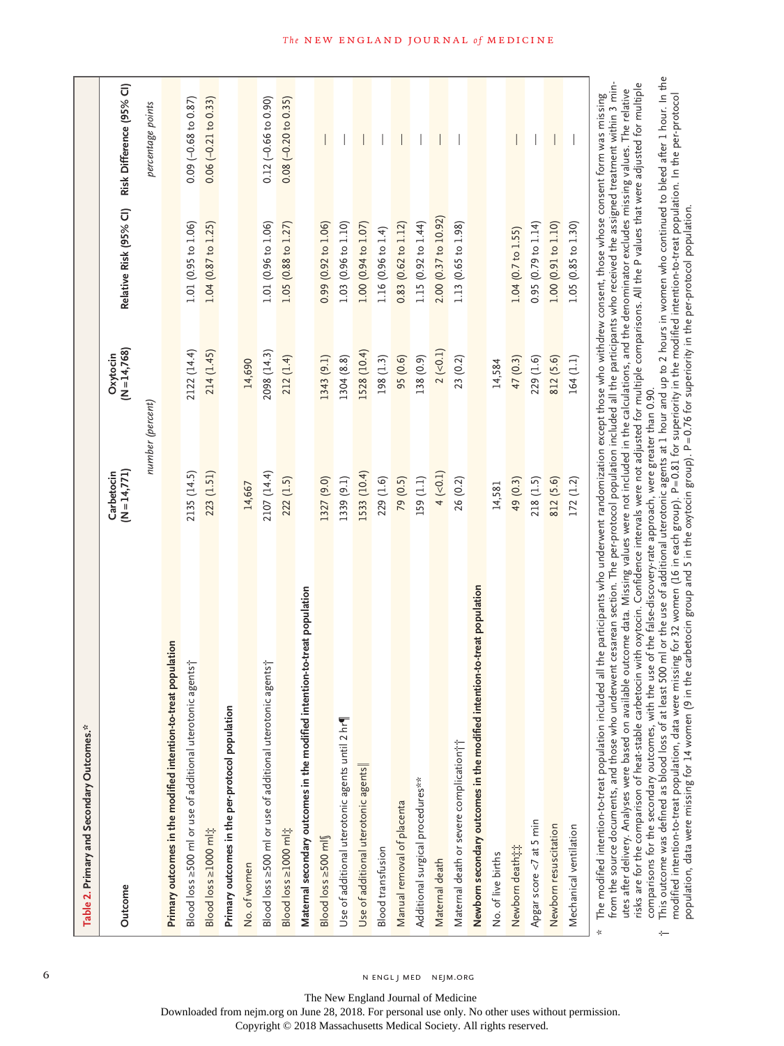**Table 2. Primary and Secondary Outcomes.***

| Outcome | Carbetocin (N=14,771) | Oxytocin (N=14,768) | Relative Risk (95% CI) | Risk Difference (95% CI) |
|---|---|---|---|---|
| | *number (percent)* | | | *percentage points* |
| **Primary outcomes in the modified intention-to-treat population** | | | | |
| Blood loss ≥500 ml or use of additional uterotonic agents† | 2135 (14.5) | 2122 (14.4) | 1.01 (0.95 to 1.06) | 0.09 (−0.68 to 0.87) |
| Blood loss ≥1000 ml‡ | 223 (1.51) | 214 (1.45) | 1.04 (0.87 to 1.25) | 0.06 (−0.21 to 0.33) |
| **Primary outcomes in the per-protocol population** | | | | |
| No. of women | 14,667 | 14,690 | | |
| Blood loss ≥500 ml or use of additional uterotonic agents† | 2107 (14.4) | 2098 (14.3) | 1.01 (0.96 to 1.06) | 0.12 (−0.66 to 0.90) |
| Blood loss ≥1000 ml‡ | 222 (1.5) | 212 (1.4) | 1.05 (0.88 to 1.27) | 0.08 (−0.20 to 0.35) |
| **Maternal secondary outcomes in the modified intention-to-treat population** | | | | |
| Blood loss ≥500 ml§ | 1327 (9.0) | 1343 (9.1) | 0.99 (0.92 to 1.06) | — |
| Use of additional uterotonic agents until 2 hr¶ | 1339 (9.1) | 1304 (8.8) | 1.03 (0.96 to 1.10) | — |
| Use of additional uterotonic agents‖ | 1533 (10.4) | 1528 (10.4) | 1.00 (0.94 to 1.07) | — |
| Blood transfusion | 229 (1.6) | 198 (1.3) | 1.16 (0.96 to 1.4) | — |
| Manual removal of placenta | 79 (0.5) | 95 (0.6) | 0.83 (0.62 to 1.12) | — |
| Additional surgical procedures** | 159 (1.1) | 138 (0.9) | 1.15 (0.92 to 1.44) | — |
| Maternal death | 4 (<0.1) | 2 (<0.1) | 2.00 (0.37 to 10.92) | — |
| Maternal death or severe complication†† | 26 (0.2) | 23 (0.2) | 1.13 (0.65 to 1.98) | — |
| **Newborn secondary outcomes in the modified intention-to-treat population** | | | | |
| No. of live births | 14,581 | 14,584 | | |
| Newborn death‡‡ | 49 (0.3) | 47 (0.3) | 1.04 (0.7 to 1.55) | — |
| Apgar score <7 at 5 min | 218 (1.5) | 229 (1.6) | 0.95 (0.79 to 1.14) | — |
| Newborn resuscitation | 812 (5.6) | 812 (5.6) | 1.00 (0.91 to 1.10) | — |
| Mechanical ventilation | 172 (1.2) | 164 (1.1) | 1.05 (0.85 to 1.30) | — |

\* The modified intention-to-treat population included all the participants who underwent randomization except those who withdrew consent, those whose consent form was missing from the source documents, and those who underwent cesarean section. The per-protocol population included all the participants who received the assigned treatment within 3 minutes after delivery. Analyses were based on available outcome data. Missing values were not included in the calculations, and the denominator excludes missing values. The relative risks are for the comparison of heat-stable carbetocin with oxytocin. Confidence intervals were not adjusted for multiple comparisons. All the P values that were adjusted for multiple comparisons for the secondary outcomes, with the use of the false-discovery-rate approach, were greater than 0.90.

† This outcome was defined as blood loss of at least 500 ml or the use of additional uterotonic agents at 1 hour and up to 2 hours in women who continued to bleed after 1 hour. In the modified intention-to-treat population, data were missing for 32 women (16 in each group). P=0.81 for superiority in the modified intention-to-treat population. In the per-protocol population, data were missing for 14 women (9 in the carbetocin group and 5 in the oxytocin group). P=0.76 for superiority in the per-protocol population.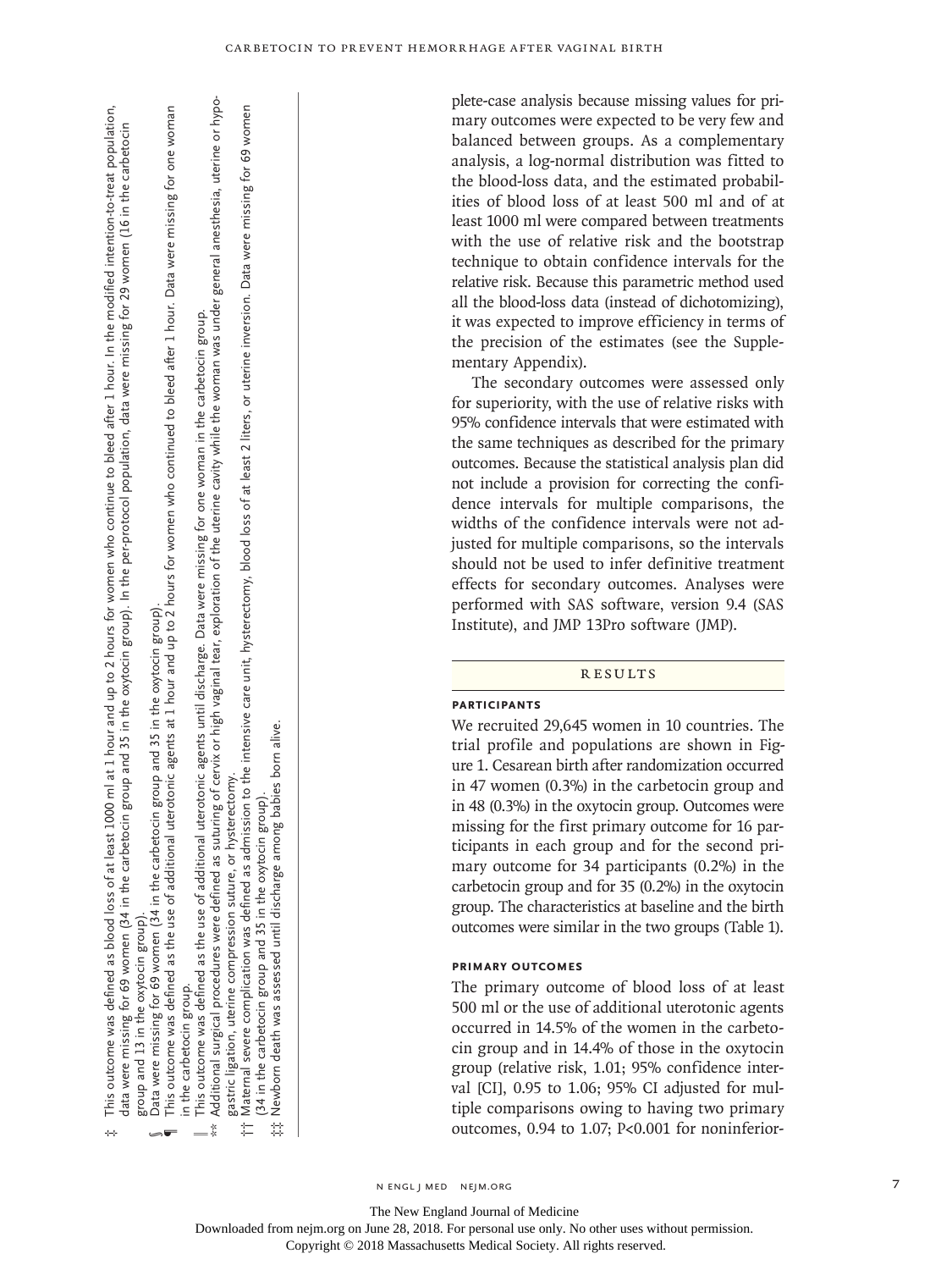‡ This outcome was defined as blood loss of at least 1000 ml at 1 hour and up to 2 hours for women who continue to bleed after 1 hour. In the modified intention-to-treat population, data were missing for 69 women (34 in the carbetocin group and 35 in the oxytocin group). In the per-protocol population, data were missing for 29 women (16 in the carbetocin group and 13 in the oxytocin group).

§ Data were missing for 69 women (34 in the carbetocin group and 35 in the oxytocin group).

¶ This outcome was defined as the use of additional uterotonic agents at 1 hour and up to 2 hours for women who continued to bleed after 1 hour. Data were missing for one woman in the carbetocin group.

‖ This outcome was defined as the use of additional uterotonic agents until discharge. Data were missing for one woman in the carbetocin group.

** Additional surgical procedures were defined as suturing of cervix or high vaginal tear, exploration of the uterine cavity while the woman was under general anesthesia, uterine or hypogastric ligation, uterine compression suture, or hysterectomy.

†† Maternal severe complication was defined as admission to the intensive care unit, hysterectomy, blood loss of at least 2 liters, or uterine inversion. Data were missing for 69 women (34 in the carbetocin group and 35 in the oxytocin group).

‡‡ Newborn death was assessed until discharge among babies born alive.

plete-case analysis because missing values for primary outcomes were expected to be very few and balanced between groups. As a complementary analysis, a log-normal distribution was fitted to the blood-loss data, and the estimated probabilities of blood loss of at least 500 ml and of at least 1000 ml were compared between treatments with the use of relative risk and the bootstrap technique to obtain confidence intervals for the relative risk. Because this parametric method used all the blood-loss data (instead of dichotomizing), it was expected to improve efficiency in terms of the precision of the estimates (see the Supplementary Appendix).

The secondary outcomes were assessed only for superiority, with the use of relative risks with 95% confidence intervals that were estimated with the same techniques as described for the primary outcomes. Because the statistical analysis plan did not include a provision for correcting the confidence intervals for multiple comparisons, the widths of the confidence intervals were not adjusted for multiple comparisons, so the intervals should not be used to infer definitive treatment effects for secondary outcomes. Analyses were performed with SAS software, version 9.4 (SAS Institute), and JMP 13Pro software (JMP).

## RESULTS

### PARTICIPANTS

We recruited 29,645 women in 10 countries. The trial profile and populations are shown in Figure 1. Cesarean birth after randomization occurred in 47 women (0.3%) in the carbetocin group and in 48 (0.3%) in the oxytocin group. Outcomes were missing for the first primary outcome for 16 participants in each group and for the second primary outcome for 34 participants (0.2%) in the carbetocin group and for 35 (0.2%) in the oxytocin group. The characteristics at baseline and the birth outcomes were similar in the two groups (Table 1).

### PRIMARY OUTCOMES

The primary outcome of blood loss of at least 500 ml or the use of additional uterotonic agents occurred in 14.5% of the women in the carbetocin group and in 14.4% of those in the oxytocin group (relative risk, 1.01; 95% confidence interval [CI], 0.95 to 1.06; 95% CI adjusted for multiple comparisons owing to having two primary outcomes, 0.94 to 1.07; P<0.001 for noninferior-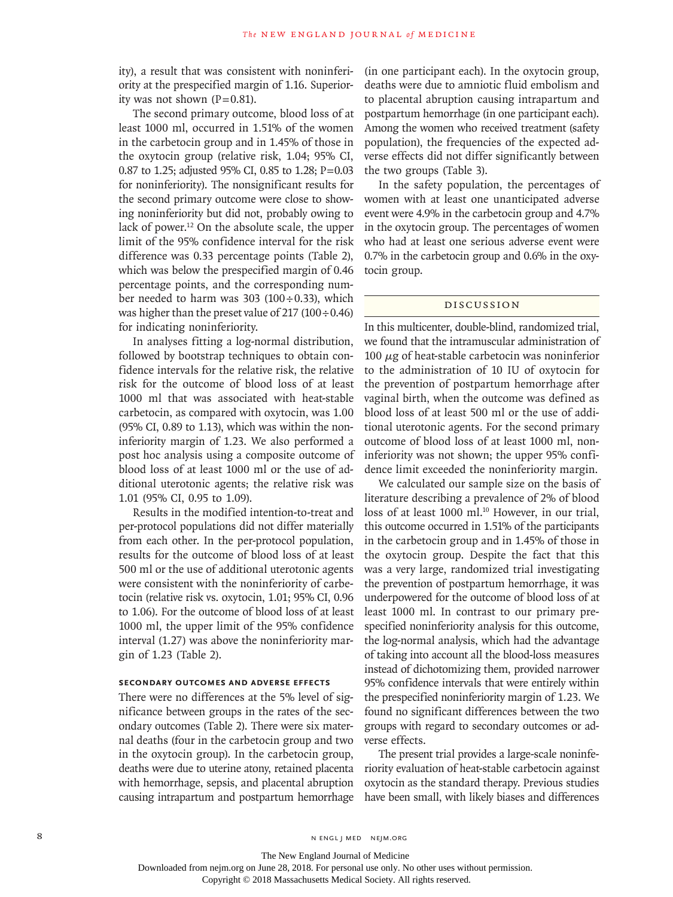ity), a result that was consistent with noninferiority at the prespecified margin of 1.16. Superiority was not shown (P=0.81).

The second primary outcome, blood loss of at least 1000 ml, occurred in 1.51% of the women in the carbetocin group and in 1.45% of those in the oxytocin group (relative risk, 1.04; 95% CI, 0.87 to 1.25; adjusted 95% CI, 0.85 to 1.28; P=0.03 for noninferiority). The nonsignificant results for the second primary outcome were close to showing noninferiority but did not, probably owing to lack of power.[12] On the absolute scale, the upper limit of the 95% confidence interval for the risk difference was 0.33 percentage points (Table 2), which was below the prespecified margin of 0.46 percentage points, and the corresponding number needed to harm was 303 (100÷0.33), which was higher than the preset value of 217 (100÷0.46) for indicating noninferiority.

In analyses fitting a log-normal distribution, followed by bootstrap techniques to obtain confidence intervals for the relative risk, the relative risk for the outcome of blood loss of at least 1000 ml that was associated with heat-stable carbetocin, as compared with oxytocin, was 1.00 (95% CI, 0.89 to 1.13), which was within the noninferiority margin of 1.23. We also performed a post hoc analysis using a composite outcome of blood loss of at least 1000 ml or the use of additional uterotonic agents; the relative risk was 1.01 (95% CI, 0.95 to 1.09).

Results in the modified intention-to-treat and per-protocol populations did not differ materially from each other. In the per-protocol population, results for the outcome of blood loss of at least 500 ml or the use of additional uterotonic agents were consistent with the noninferiority of carbetocin (relative risk vs. oxytocin, 1.01; 95% CI, 0.96 to 1.06). For the outcome of blood loss of at least 1000 ml, the upper limit of the 95% confidence interval (1.27) was above the noninferiority margin of 1.23 (Table 2).

### SECONDARY OUTCOMES AND ADVERSE EFFECTS

There were no differences at the 5% level of significance between groups in the rates of the secondary outcomes (Table 2). There were six maternal deaths (four in the carbetocin group and two in the oxytocin group). In the carbetocin group, deaths were due to uterine atony, retained placenta with hemorrhage, sepsis, and placental abruption causing intrapartum and postpartum hemorrhage (in one participant each). In the oxytocin group, deaths were due to amniotic fluid embolism and to placental abruption causing intrapartum and postpartum hemorrhage (in one participant each). Among the women who received treatment (safety population), the frequencies of the expected adverse effects did not differ significantly between the two groups (Table 3).

In the safety population, the percentages of women with at least one unanticipated adverse event were 4.9% in the carbetocin group and 4.7% in the oxytocin group. The percentages of women who had at least one serious adverse event were 0.7% in the carbetocin group and 0.6% in the oxytocin group.

## DISCUSSION

In this multicenter, double-blind, randomized trial, we found that the intramuscular administration of 100 μg of heat-stable carbetocin was noninferior to the administration of 10 IU of oxytocin for the prevention of postpartum hemorrhage after vaginal birth, when the outcome was defined as blood loss of at least 500 ml or the use of additional uterotonic agents. For the second primary outcome of blood loss of at least 1000 ml, noninferiority was not shown; the upper 95% confidence limit exceeded the noninferiority margin.

We calculated our sample size on the basis of literature describing a prevalence of 2% of blood loss of at least 1000 ml.[10] However, in our trial, this outcome occurred in 1.51% of the participants in the carbetocin group and in 1.45% of those in the oxytocin group. Despite the fact that this was a very large, randomized trial investigating the prevention of postpartum hemorrhage, it was underpowered for the outcome of blood loss of at least 1000 ml. In contrast to our primary prespecified noninferiority analysis for this outcome, the log-normal analysis, which had the advantage of taking into account all the blood-loss measures instead of dichotomizing them, provided narrower 95% confidence intervals that were entirely within the prespecified noninferiority margin of 1.23. We found no significant differences between the two groups with regard to secondary outcomes or adverse effects.

The present trial provides a large-scale noninferiority evaluation of heat-stable carbetocin against oxytocin as the standard therapy. Previous studies have been small, with likely biases and differences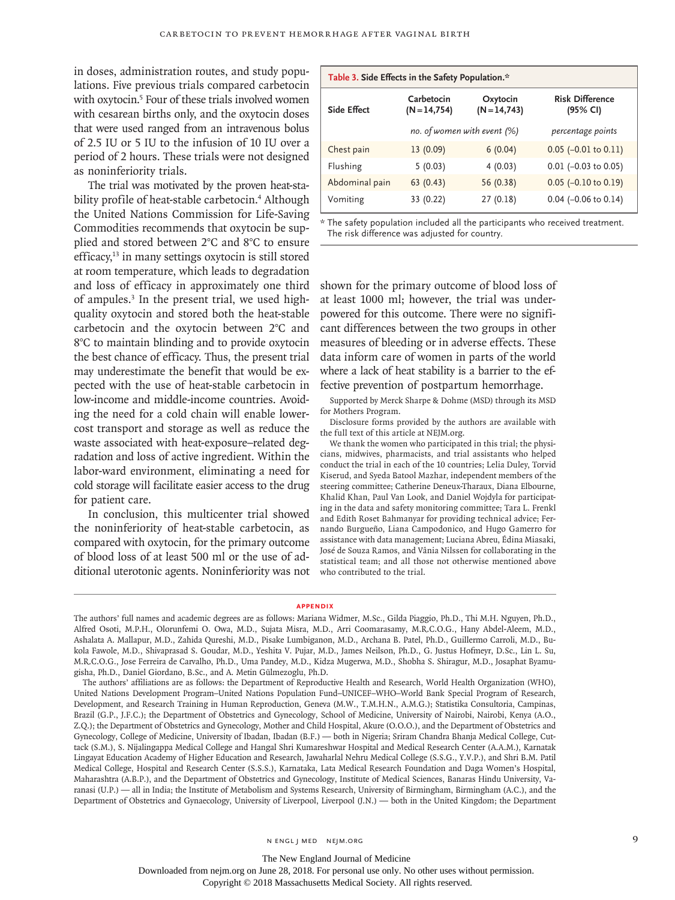in doses, administration routes, and study populations. Five previous trials compared carbetocin with oxytocin.[5] Four of these trials involved women with cesarean births only, and the oxytocin doses that were used ranged from an intravenous bolus of 2.5 IU or 5 IU to the infusion of 10 IU over a period of 2 hours. These trials were not designed as noninferiority trials.

The trial was motivated by the proven heat-stability profile of heat-stable carbetocin.[4] Although the United Nations Commission for Life-Saving Commodities recommends that oxytocin be supplied and stored between 2°C and 8°C to ensure efficacy,[13] in many settings oxytocin is still stored at room temperature, which leads to degradation and loss of efficacy in approximately one third of ampules.[3] In the present trial, we used high-quality oxytocin and stored both the heat-stable carbetocin and the oxytocin between 2°C and 8°C to maintain blinding and to provide oxytocin the best chance of efficacy. Thus, the present trial may underestimate the benefit that would be expected with the use of heat-stable carbetocin in low-income and middle-income countries. Avoiding the need for a cold chain will enable lower-cost transport and storage as well as reduce the waste associated with heat-exposure–related degradation and loss of active ingredient. Within the labor-ward environment, eliminating a need for cold storage will facilitate easier access to the drug for patient care.

In conclusion, this multicenter trial showed the noninferiority of heat-stable carbetocin, as compared with oxytocin, for the primary outcome of blood loss of at least 500 ml or the use of additional uterotonic agents. Noninferiority was not shown for the primary outcome of blood loss of at least 1000 ml; however, the trial was underpowered for this outcome. There were no significant differences between the two groups in other measures of bleeding or in adverse effects. These data inform care of women in parts of the world where a lack of heat stability is a barrier to the effective prevention of postpartum hemorrhage.

**Table 3. Side Effects in the Safety Population.***

| Side Effect | Carbetocin (N=14,754) | Oxytocin (N=14,743) | Risk Difference (95% CI) |
|---|---|---|---|
| | *no. of women with event (%)* | | *percentage points* |
| Chest pain | 13 (0.09) | 6 (0.04) | 0.05 (−0.01 to 0.11) |
| Flushing | 5 (0.03) | 4 (0.03) | 0.01 (−0.03 to 0.05) |
| Abdominal pain | 63 (0.43) | 56 (0.38) | 0.05 (−0.10 to 0.19) |
| Vomiting | 33 (0.22) | 27 (0.18) | 0.04 (−0.06 to 0.14) |

\* The safety population included all the participants who received treatment. The risk difference was adjusted for country.

Supported by Merck Sharpe & Dohme (MSD) through its MSD for Mothers Program.

Disclosure forms provided by the authors are available with the full text of this article at NEJM.org.

We thank the women who participated in this trial; the physicians, midwives, pharmacists, and trial assistants who helped conduct the trial in each of the 10 countries; Lelia Duley, Torvid Kiserud, and Syeda Batool Mazhar, independent members of the steering committee; Catherine Deneux-Tharaux, Diana Elbourne, Khalid Khan, Paul Van Look, and Daniel Wojdyla for participating in the data and safety monitoring committee; Tara L. Frenkl and Edith Roset Bahmanyar for providing technical advice; Fernando Burgueño, Liana Campodonico, and Hugo Gamerro for assistance with data management; Luciana Abreu, Édina Miasaki, José de Souza Ramos, and Vânia Nilssen for collaborating in the statistical team; and all those not otherwise mentioned above who contributed to the trial.

## APPENDIX

The authors' full names and academic degrees are as follows: Mariana Widmer, M.Sc., Gilda Piaggio, Ph.D., Thi M.H. Nguyen, Ph.D., Alfred Osoti, M.P.H., Olorunfemi O. Owa, M.D., Sujata Misra, M.D., Arri Coomarasamy, M.R.C.O.G., Hany Abdel-Aleem, M.D., Ashalata A. Mallapur, M.D., Zahida Qureshi, M.D., Pisake Lumbiganon, M.D., Archana B. Patel, Ph.D., Guillermo Carroli, M.D., Bukola Fawole, M.D., Shivaprasad S. Goudar, M.D., Yeshita V. Pujar, M.D., James Neilson, Ph.D., G. Justus Hofmeyr, D.Sc., Lin L. Su, M.R.C.O.G., Jose Ferreira de Carvalho, Ph.D., Uma Pandey, M.D., Kidza Mugerwa, M.D., Shobha S. Shiragur, M.D., Josaphat Byamugisha, Ph.D., Daniel Giordano, B.Sc., and A. Metin Gülmezoglu, Ph.D.

The authors' affiliations are as follows: the Department of Reproductive Health and Research, World Health Organization (WHO), United Nations Development Program–United Nations Population Fund–UNICEF–WHO–World Bank Special Program of Research, Development, and Research Training in Human Reproduction, Geneva (M.W., T.M.H.N., A.M.G.); Statistika Consultoria, Campinas, Brazil (G.P., J.F.C.); the Department of Obstetrics and Gynecology, School of Medicine, University of Nairobi, Nairobi, Kenya (A.O., Z.Q.); the Department of Obstetrics and Gynecology, Mother and Child Hospital, Akure (O.O.O.), and the Department of Obstetrics and Gynecology, College of Medicine, University of Ibadan, Ibadan (B.F.) — both in Nigeria; Sriram Chandra Bhanja Medical College, Cuttack (S.M.), S. Nijalingappa Medical College and Hangal Shri Kumareshwar Hospital and Medical Research Center (A.A.M.), Karnatak Lingayat Education Academy of Higher Education and Research, Jawaharlal Nehru Medical College (S.S.G., Y.V.P.), and Shri B.M. Patil Medical College, Hospital and Research Center (S.S.S.), Karnataka, Lata Medical Research Foundation and Daga Women's Hospital, Maharashtra (A.B.P.), and the Department of Obstetrics and Gynecology, Institute of Medical Sciences, Banaras Hindu University, Varanasi (U.P.) — all in India; the Institute of Metabolism and Systems Research, University of Birmingham, Birmingham (A.C.), and the Department of Obstetrics and Gynaecology, University of Liverpool, Liverpool (J.N.) — both in the United Kingdom; the Department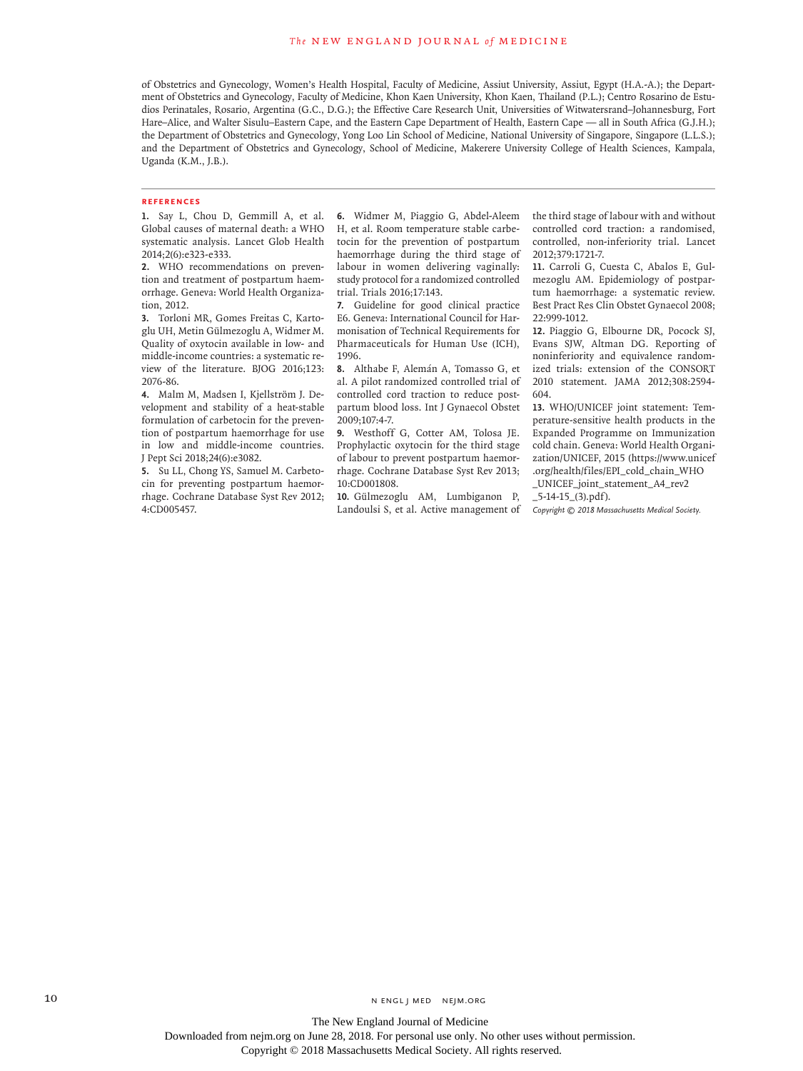of Obstetrics and Gynecology, Women's Health Hospital, Faculty of Medicine, Assiut University, Assiut, Egypt (H.A.-A.); the Department of Obstetrics and Gynecology, Faculty of Medicine, Khon Kaen University, Khon Kaen, Thailand (P.L.); Centro Rosarino de Estudios Perinatales, Rosario, Argentina (G.C., D.G.); the Effective Care Research Unit, Universities of Witwatersrand–Johannesburg, Fort Hare–Alice, and Walter Sisulu–Eastern Cape, and the Eastern Cape Department of Health, Eastern Cape — all in South Africa (G.J.H.); the Department of Obstetrics and Gynecology, Yong Loo Lin School of Medicine, National University of Singapore, Singapore (L.L.S.); and the Department of Obstetrics and Gynecology, School of Medicine, Makerere University College of Health Sciences, Kampala, Uganda (K.M., J.B.).

## References

1. Say L, Chou D, Gemmill A, et al. Global causes of maternal death: a WHO systematic analysis. Lancet Glob Health 2014;2(6):e323-e333.
2. WHO recommendations on prevention and treatment of postpartum haemorrhage. Geneva: World Health Organization, 2012.
3. Torloni MR, Gomes Freitas C, Kartoglu UH, Metin Gülmezoglu A, Widmer M. Quality of oxytocin available in low- and middle-income countries: a systematic review of the literature. BJOG 2016;123: 2076-86.
4. Malm M, Madsen I, Kjellström J. Development and stability of a heat-stable formulation of carbetocin for the prevention of postpartum haemorrhage for use in low and middle-income countries. J Pept Sci 2018;24(6):e3082.
5. Su LL, Chong YS, Samuel M. Carbetocin for preventing postpartum haemorrhage. Cochrane Database Syst Rev 2012; 4:CD005457.
6. Widmer M, Piaggio G, Abdel-Aleem H, et al. Room temperature stable carbetocin for the prevention of postpartum haemorrhage during the third stage of labour in women delivering vaginally: study protocol for a randomized controlled trial. Trials 2016;17:143.
7. Guideline for good clinical practice E6. Geneva: International Council for Harmonisation of Technical Requirements for Pharmaceuticals for Human Use (ICH), 1996.
8. Althabe F, Alemán A, Tomasso G, et al. A pilot randomized controlled trial of controlled cord traction to reduce postpartum blood loss. Int J Gynaecol Obstet 2009;107:4-7.
9. Westhoff G, Cotter AM, Tolosa JE. Prophylactic oxytocin for the third stage of labour to prevent postpartum haemorrhage. Cochrane Database Syst Rev 2013; 10:CD001808.
10. Gülmezoglu AM, Lumbiganon P, Landoulsi S, et al. Active management of the third stage of labour with and without controlled cord traction: a randomised, controlled, non-inferiority trial. Lancet 2012;379:1721-7.
11. Carroli G, Cuesta C, Abalos E, Gulmezoglu AM. Epidemiology of postpartum haemorrhage: a systematic review. Best Pract Res Clin Obstet Gynaecol 2008; 22:999-1012.
12. Piaggio G, Elbourne DR, Pocock SJ, Evans SJW, Altman DG. Reporting of noninferiority and equivalence randomized trials: extension of the CONSORT 2010 statement. JAMA 2012;308:2594-604.
13. WHO/UNICEF joint statement: Temperature-sensitive health products in the Expanded Programme on Immunization cold chain. Geneva: World Health Organization/UNICEF, 2015 (https://www.unicef.org/health/files/EPI_cold_chain_WHO_UNICEF_joint_statement_A4_rev2_5-14-15_(3).pdf).

*Copyright © 2018 Massachusetts Medical Society.*